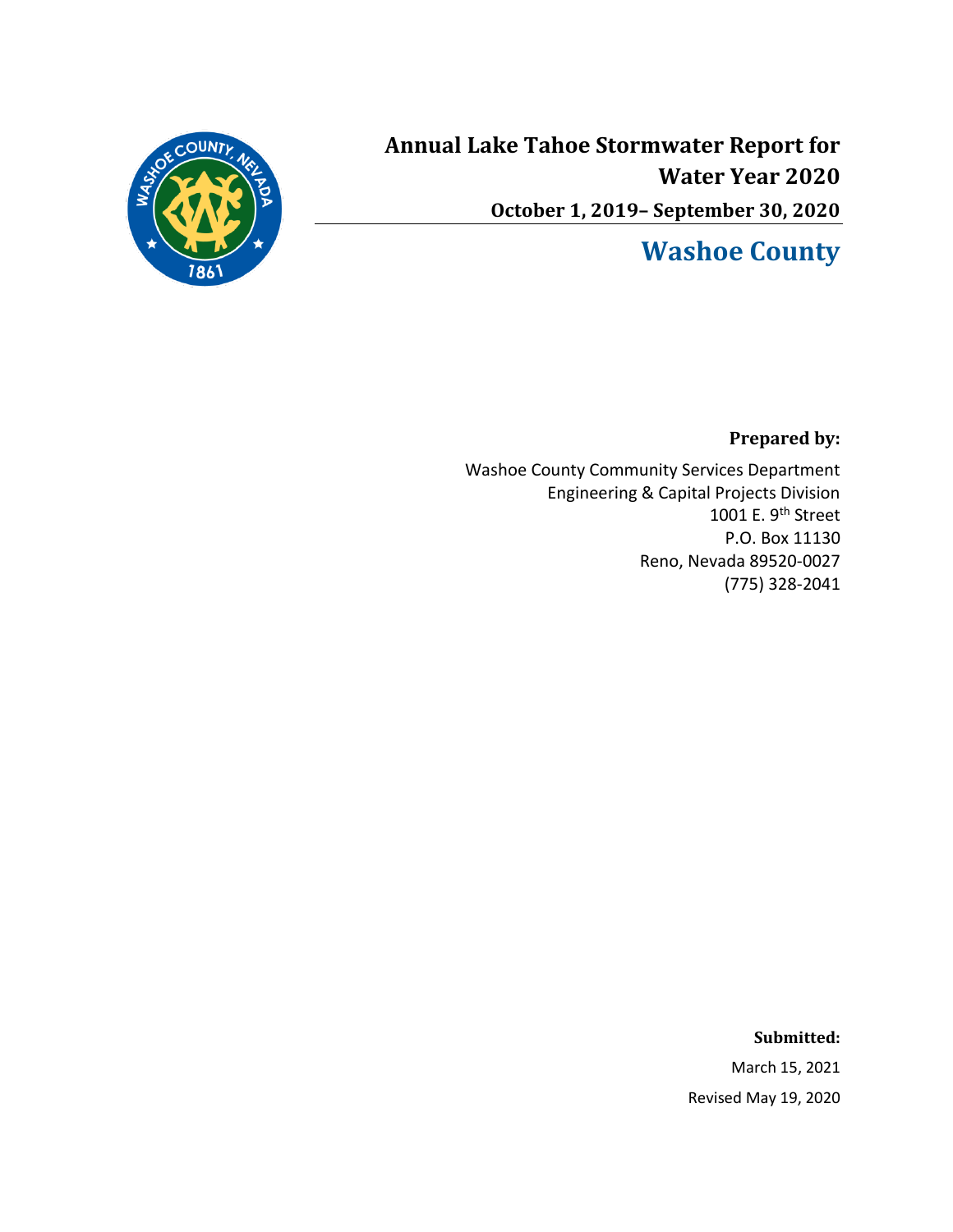# Annual Lake Tahoe Stormwater Report for Water Year 2020

**October 1, 2019– September 30, 2020**

## Washoe County

**Prepared by:**

Washoe County Community Services Department
Engineering & Capital Projects Division
1001 E. 9th Street
P.O. Box 11130
Reno, Nevada 89520-0027
(775) 328-2041

**Submitted:**

March 15, 2021

Revised May 19, 2020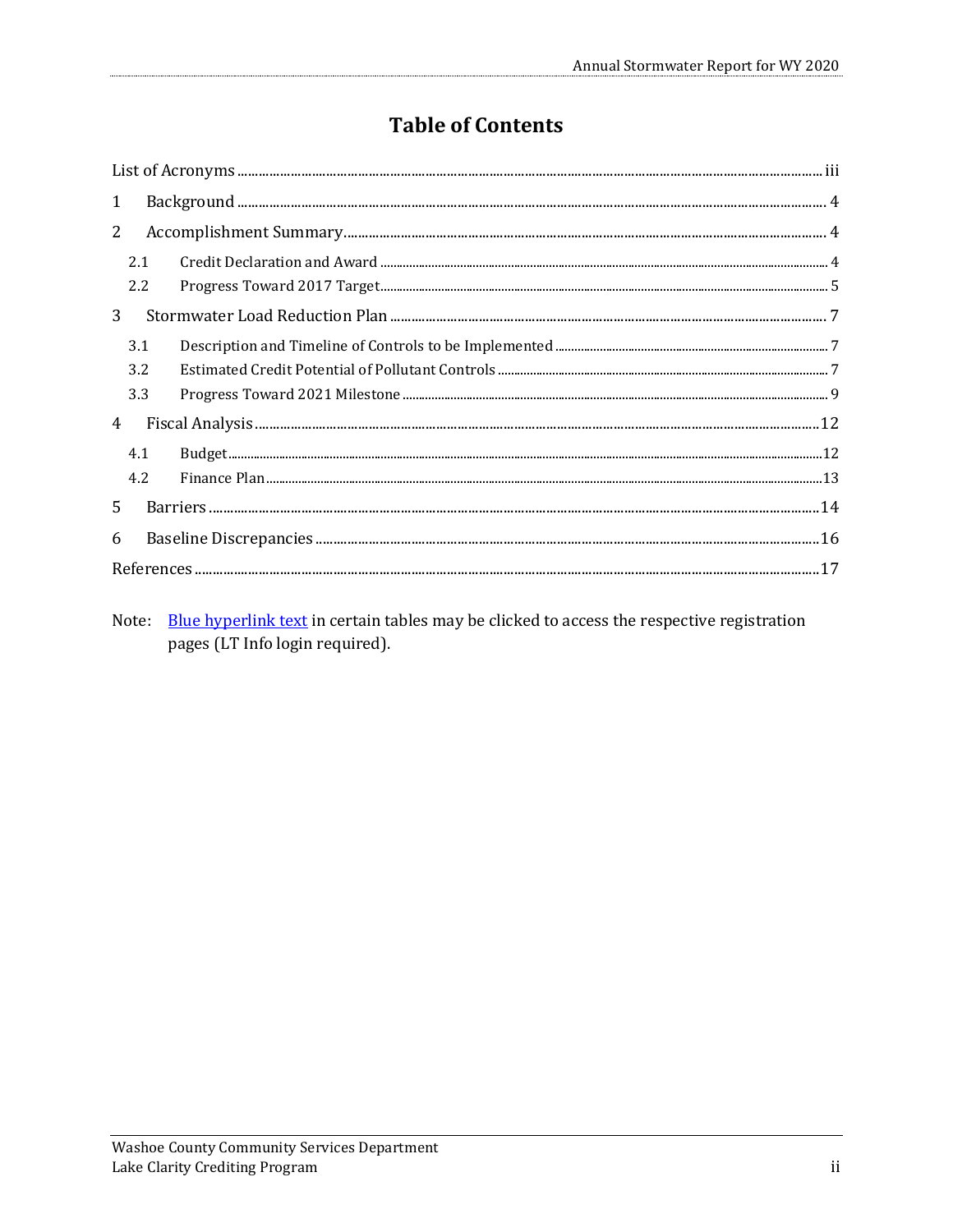# Table of Contents

List of Acronyms ..... iii

1 Background ..... 4

2 Accomplishment Summary ..... 4

- 2.1 Credit Declaration and Award ..... 4
- 2.2 Progress Toward 2017 Target ..... 5

3 Stormwater Load Reduction Plan ..... 7

- 3.1 Description and Timeline of Controls to be Implemented ..... 7
- 3.2 Estimated Credit Potential of Pollutant Controls ..... 7
- 3.3 Progress Toward 2021 Milestone ..... 9

4 Fiscal Analysis ..... 12

- 4.1 Budget ..... 12
- 4.2 Finance Plan ..... 13

5 Barriers ..... 14

6 Baseline Discrepancies ..... 16

References ..... 17

Note: Blue hyperlink text in certain tables may be clicked to access the respective registration pages (LT Info login required).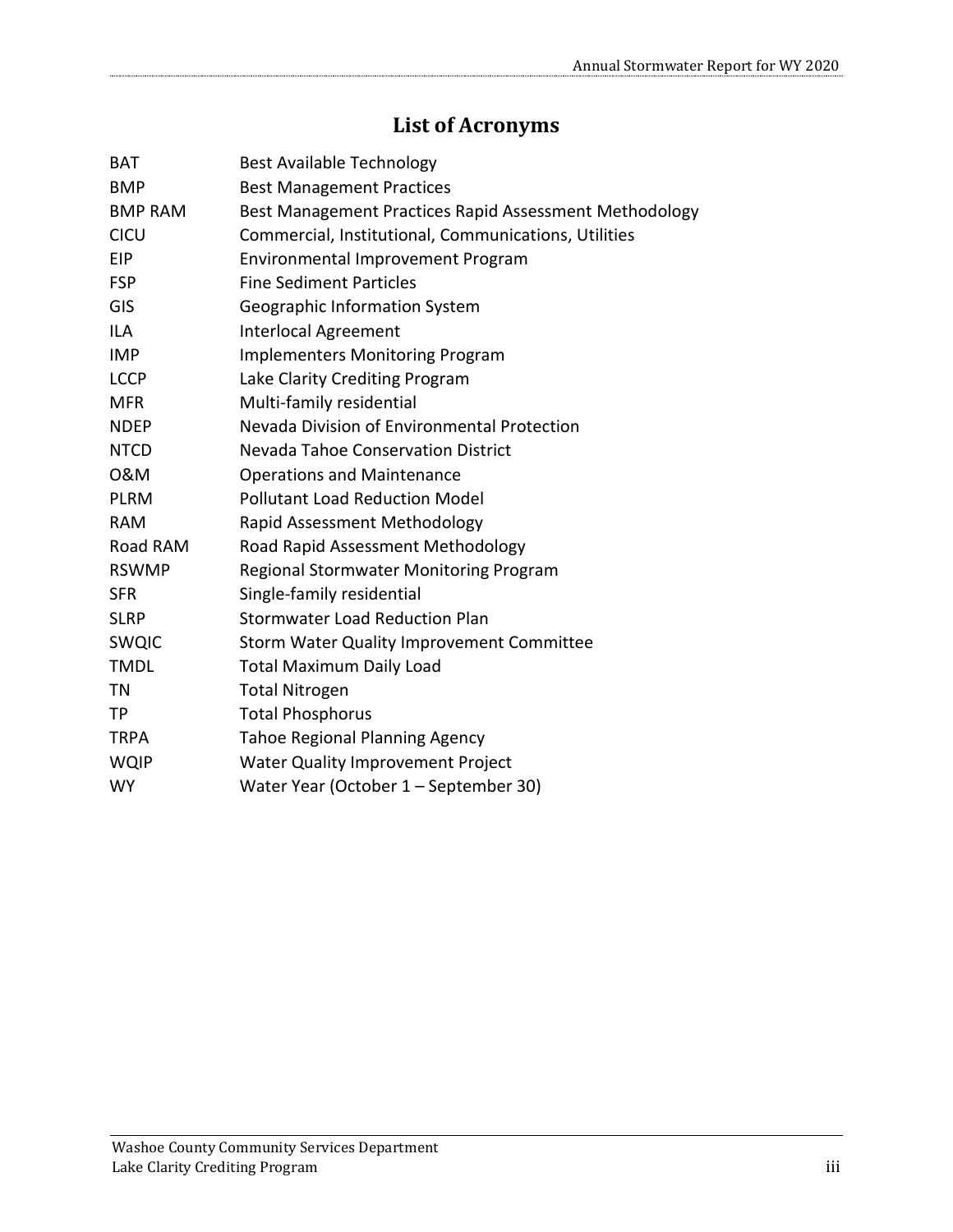# List of Acronyms

| | |
|---|---|
| BAT | Best Available Technology |
| BMP | Best Management Practices |
| BMP RAM | Best Management Practices Rapid Assessment Methodology |
| CICU | Commercial, Institutional, Communications, Utilities |
| EIP | Environmental Improvement Program |
| FSP | Fine Sediment Particles |
| GIS | Geographic Information System |
| ILA | Interlocal Agreement |
| IMP | Implementers Monitoring Program |
| LCCP | Lake Clarity Crediting Program |
| MFR | Multi-family residential |
| NDEP | Nevada Division of Environmental Protection |
| NTCD | Nevada Tahoe Conservation District |
| O&M | Operations and Maintenance |
| PLRM | Pollutant Load Reduction Model |
| RAM | Rapid Assessment Methodology |
| Road RAM | Road Rapid Assessment Methodology |
| RSWMP | Regional Stormwater Monitoring Program |
| SFR | Single-family residential |
| SLRP | Stormwater Load Reduction Plan |
| SWQIC | Storm Water Quality Improvement Committee |
| TMDL | Total Maximum Daily Load |
| TN | Total Nitrogen |
| TP | Total Phosphorus |
| TRPA | Tahoe Regional Planning Agency |
| WQIP | Water Quality Improvement Project |
| WY | Water Year (October 1 – September 30) |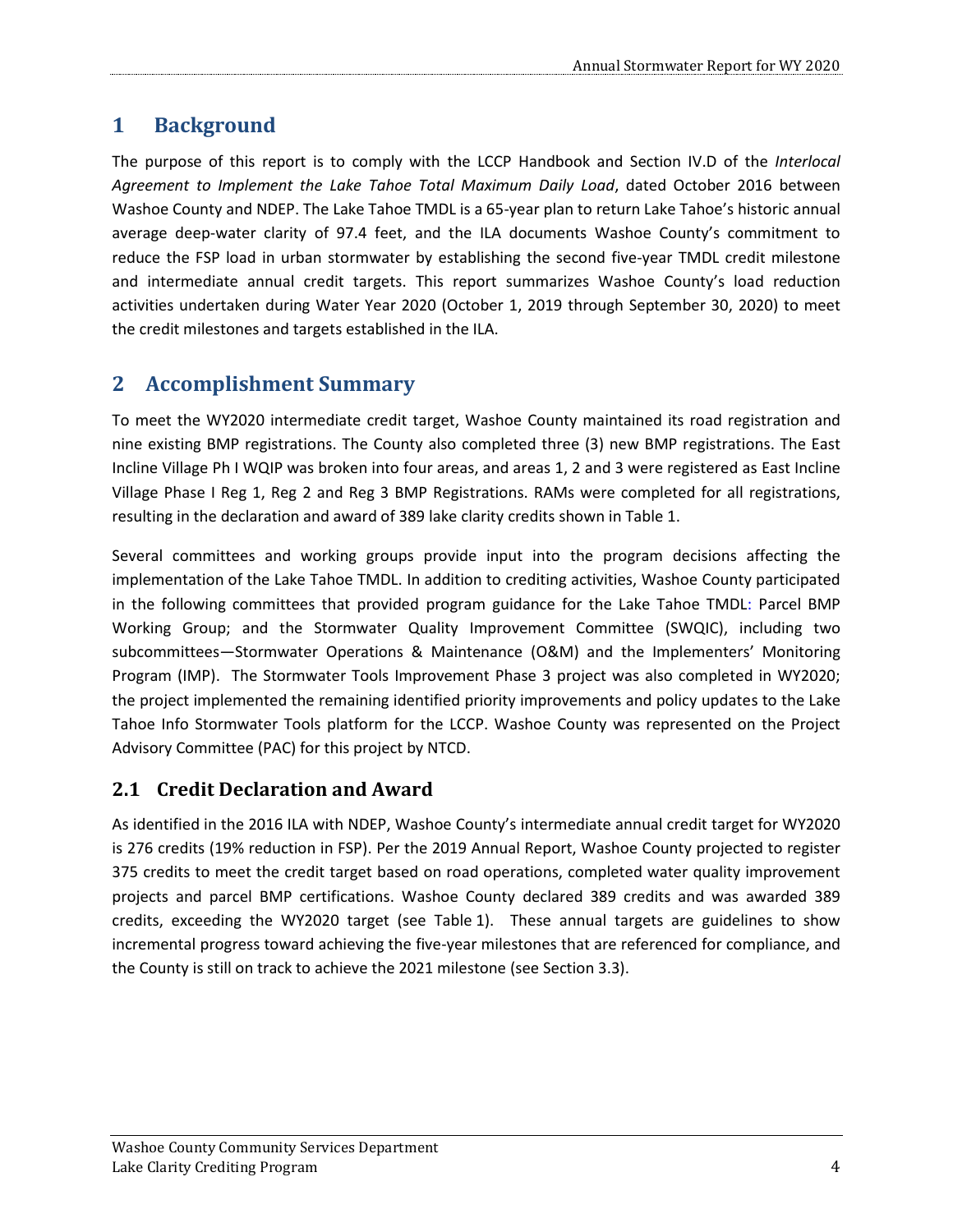# 1 Background

The purpose of this report is to comply with the LCCP Handbook and Section IV.D of the *Interlocal Agreement to Implement the Lake Tahoe Total Maximum Daily Load*, dated October 2016 between Washoe County and NDEP. The Lake Tahoe TMDL is a 65-year plan to return Lake Tahoe's historic annual average deep-water clarity of 97.4 feet, and the ILA documents Washoe County's commitment to reduce the FSP load in urban stormwater by establishing the second five-year TMDL credit milestone and intermediate annual credit targets. This report summarizes Washoe County's load reduction activities undertaken during Water Year 2020 (October 1, 2019 through September 30, 2020) to meet the credit milestones and targets established in the ILA.

# 2 Accomplishment Summary

To meet the WY2020 intermediate credit target, Washoe County maintained its road registration and nine existing BMP registrations. The County also completed three (3) new BMP registrations. The East Incline Village Ph I WQIP was broken into four areas, and areas 1, 2 and 3 were registered as East Incline Village Phase I Reg 1, Reg 2 and Reg 3 BMP Registrations. RAMs were completed for all registrations, resulting in the declaration and award of 389 lake clarity credits shown in Table 1.

Several committees and working groups provide input into the program decisions affecting the implementation of the Lake Tahoe TMDL. In addition to crediting activities, Washoe County participated in the following committees that provided program guidance for the Lake Tahoe TMDL: Parcel BMP Working Group; and the Stormwater Quality Improvement Committee (SWQIC), including two subcommittees—Stormwater Operations & Maintenance (O&M) and the Implementers' Monitoring Program (IMP). The Stormwater Tools Improvement Phase 3 project was also completed in WY2020; the project implemented the remaining identified priority improvements and policy updates to the Lake Tahoe Info Stormwater Tools platform for the LCCP. Washoe County was represented on the Project Advisory Committee (PAC) for this project by NTCD.

## 2.1 Credit Declaration and Award

As identified in the 2016 ILA with NDEP, Washoe County's intermediate annual credit target for WY2020 is 276 credits (19% reduction in FSP). Per the 2019 Annual Report, Washoe County projected to register 375 credits to meet the credit target based on road operations, completed water quality improvement projects and parcel BMP certifications. Washoe County declared 389 credits and was awarded 389 credits, exceeding the WY2020 target (see Table 1). These annual targets are guidelines to show incremental progress toward achieving the five-year milestones that are referenced for compliance, and the County is still on track to achieve the 2021 milestone (see Section 3.3).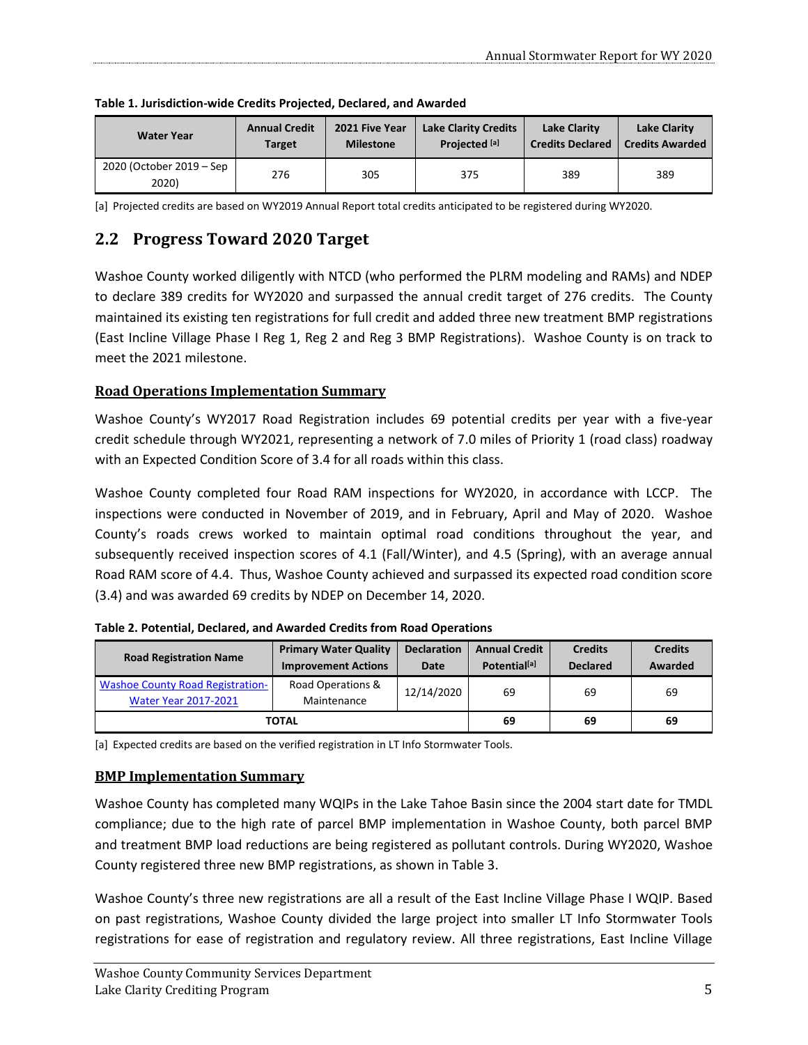**Table 1. Jurisdiction-wide Credits Projected, Declared, and Awarded**

| Water Year | Annual Credit Target | 2021 Five Year Milestone | Lake Clarity Credits Projected [a] | Lake Clarity Credits Declared | Lake Clarity Credits Awarded |
|---|---|---|---|---|---|
| 2020 (October 2019 – Sep 2020) | 276 | 305 | 375 | 389 | 389 |

[a] Projected credits are based on WY2019 Annual Report total credits anticipated to be registered during WY2020.

## 2.2 Progress Toward 2020 Target

Washoe County worked diligently with NTCD (who performed the PLRM modeling and RAMs) and NDEP to declare 389 credits for WY2020 and surpassed the annual credit target of 276 credits. The County maintained its existing ten registrations for full credit and added three new treatment BMP registrations (East Incline Village Phase I Reg 1, Reg 2 and Reg 3 BMP Registrations). Washoe County is on track to meet the 2021 milestone.

### Road Operations Implementation Summary

Washoe County's WY2017 Road Registration includes 69 potential credits per year with a five-year credit schedule through WY2021, representing a network of 7.0 miles of Priority 1 (road class) roadway with an Expected Condition Score of 3.4 for all roads within this class.

Washoe County completed four Road RAM inspections for WY2020, in accordance with LCCP. The inspections were conducted in November of 2019, and in February, April and May of 2020. Washoe County's roads crews worked to maintain optimal road conditions throughout the year, and subsequently received inspection scores of 4.1 (Fall/Winter), and 4.5 (Spring), with an average annual Road RAM score of 4.4. Thus, Washoe County achieved and surpassed its expected road condition score (3.4) and was awarded 69 credits by NDEP on December 14, 2020.

**Table 2. Potential, Declared, and Awarded Credits from Road Operations**

| Road Registration Name | Primary Water Quality Improvement Actions | Declaration Date | Annual Credit Potential[a] | Credits Declared | Credits Awarded |
|---|---|---|---|---|---|
| Washoe County Road Registration-Water Year 2017-2021 | Road Operations & Maintenance | 12/14/2020 | 69 | 69 | 69 |
| **TOTAL** | | | **69** | **69** | **69** |

[a] Expected credits are based on the verified registration in LT Info Stormwater Tools.

### BMP Implementation Summary

Washoe County has completed many WQIPs in the Lake Tahoe Basin since the 2004 start date for TMDL compliance; due to the high rate of parcel BMP implementation in Washoe County, both parcel BMP and treatment BMP load reductions are being registered as pollutant controls. During WY2020, Washoe County registered three new BMP registrations, as shown in Table 3.

Washoe County's three new registrations are all a result of the East Incline Village Phase I WQIP. Based on past registrations, Washoe County divided the large project into smaller LT Info Stormwater Tools registrations for ease of registration and regulatory review. All three registrations, East Incline Village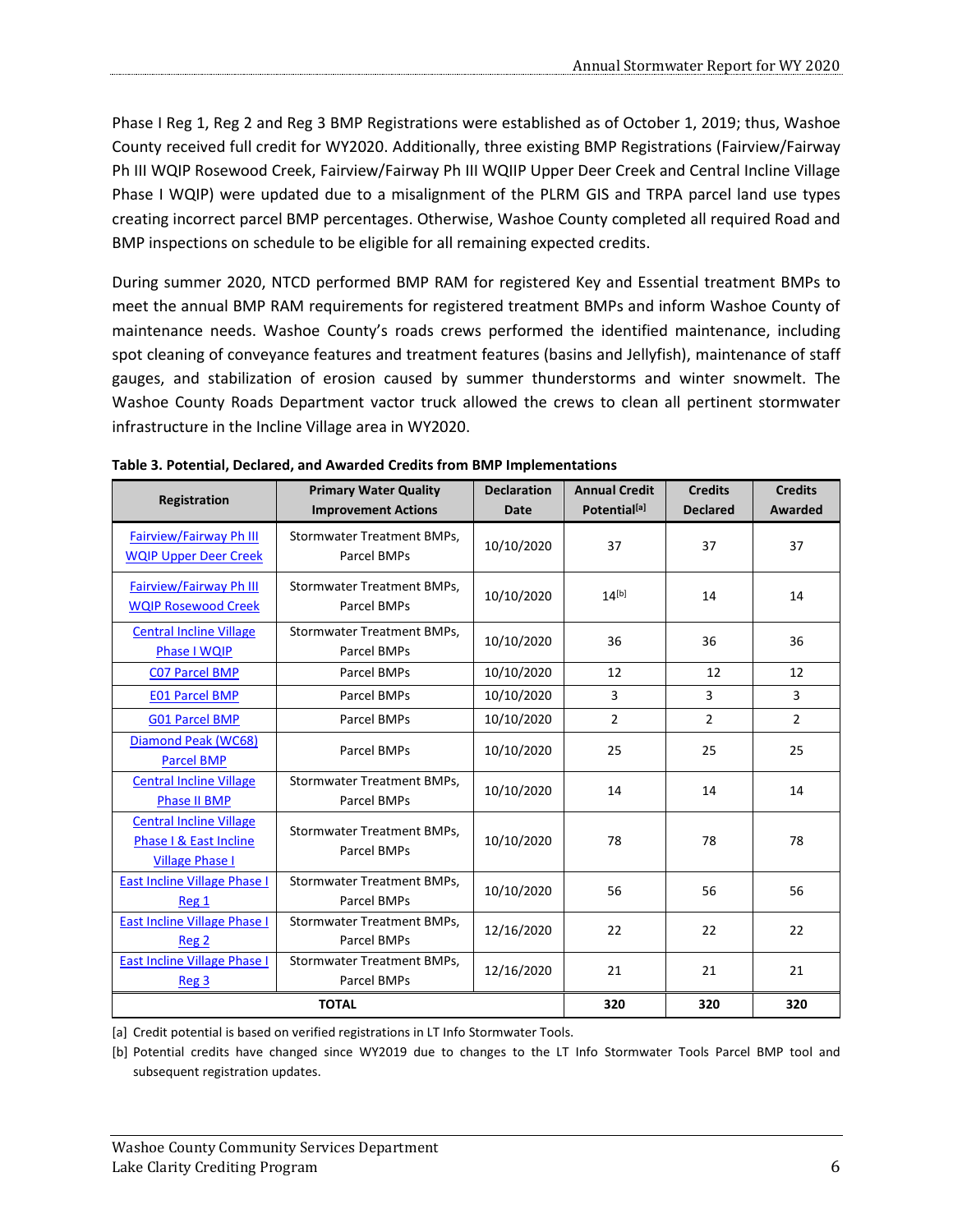Phase I Reg 1, Reg 2 and Reg 3 BMP Registrations were established as of October 1, 2019; thus, Washoe County received full credit for WY2020. Additionally, three existing BMP Registrations (Fairview/Fairway Ph III WQIP Rosewood Creek, Fairview/Fairway Ph III WQIIP Upper Deer Creek and Central Incline Village Phase I WQIP) were updated due to a misalignment of the PLRM GIS and TRPA parcel land use types creating incorrect parcel BMP percentages. Otherwise, Washoe County completed all required Road and BMP inspections on schedule to be eligible for all remaining expected credits.

During summer 2020, NTCD performed BMP RAM for registered Key and Essential treatment BMPs to meet the annual BMP RAM requirements for registered treatment BMPs and inform Washoe County of maintenance needs. Washoe County's roads crews performed the identified maintenance, including spot cleaning of conveyance features and treatment features (basins and Jellyfish), maintenance of staff gauges, and stabilization of erosion caused by summer thunderstorms and winter snowmelt. The Washoe County Roads Department vactor truck allowed the crews to clean all pertinent stormwater infrastructure in the Incline Village area in WY2020.

**Table 3. Potential, Declared, and Awarded Credits from BMP Implementations**

| Registration | Primary Water Quality Improvement Actions | Declaration Date | Annual Credit Potential[a] | Credits Declared | Credits Awarded |
|---|---|---|---|---|---|
| Fairview/Fairway Ph III WQIP Upper Deer Creek | Stormwater Treatment BMPs, Parcel BMPs | 10/10/2020 | 37 | 37 | 37 |
| Fairview/Fairway Ph III WQIP Rosewood Creek | Stormwater Treatment BMPs, Parcel BMPs | 10/10/2020 | 14[b] | 14 | 14 |
| Central Incline Village Phase I WQIP | Stormwater Treatment BMPs, Parcel BMPs | 10/10/2020 | 36 | 36 | 36 |
| C07 Parcel BMP | Parcel BMPs | 10/10/2020 | 12 | 12 | 12 |
| E01 Parcel BMP | Parcel BMPs | 10/10/2020 | 3 | 3 | 3 |
| G01 Parcel BMP | Parcel BMPs | 10/10/2020 | 2 | 2 | 2 |
| Diamond Peak (WC68) Parcel BMP | Parcel BMPs | 10/10/2020 | 25 | 25 | 25 |
| Central Incline Village Phase II BMP | Stormwater Treatment BMPs, Parcel BMPs | 10/10/2020 | 14 | 14 | 14 |
| Central Incline Village Phase I & East Incline Village Phase I | Stormwater Treatment BMPs, Parcel BMPs | 10/10/2020 | 78 | 78 | 78 |
| East Incline Village Phase I Reg 1 | Stormwater Treatment BMPs, Parcel BMPs | 10/10/2020 | 56 | 56 | 56 |
| East Incline Village Phase I Reg 2 | Stormwater Treatment BMPs, Parcel BMPs | 12/16/2020 | 22 | 22 | 22 |
| East Incline Village Phase I Reg 3 | Stormwater Treatment BMPs, Parcel BMPs | 12/16/2020 | 21 | 21 | 21 |
| **TOTAL** | | | **320** | **320** | **320** |

[a] Credit potential is based on verified registrations in LT Info Stormwater Tools.

[b] Potential credits have changed since WY2019 due to changes to the LT Info Stormwater Tools Parcel BMP tool and subsequent registration updates.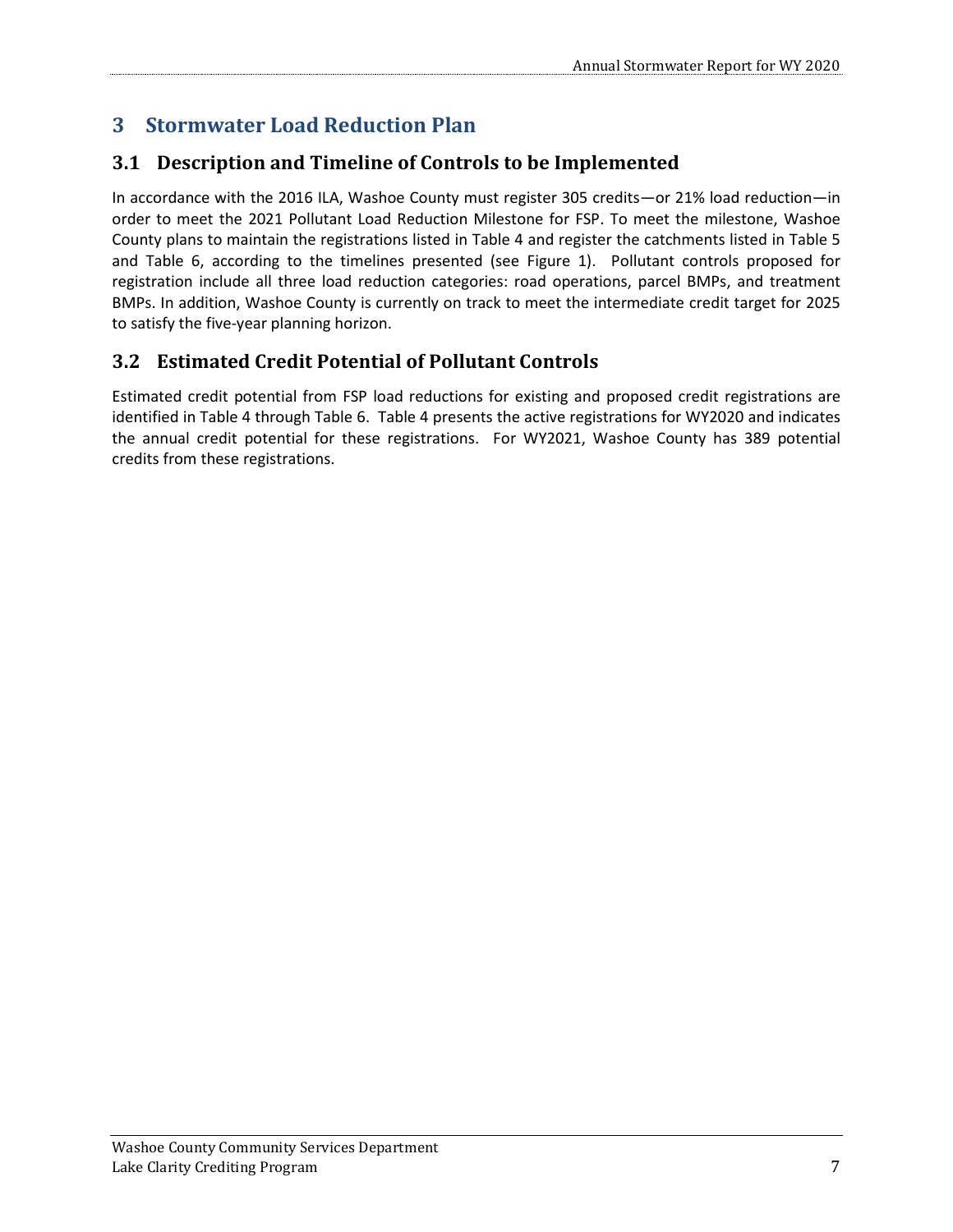# 3 Stormwater Load Reduction Plan

## 3.1 Description and Timeline of Controls to be Implemented

In accordance with the 2016 ILA, Washoe County must register 305 credits—or 21% load reduction—in order to meet the 2021 Pollutant Load Reduction Milestone for FSP. To meet the milestone, Washoe County plans to maintain the registrations listed in Table 4 and register the catchments listed in Table 5 and Table 6, according to the timelines presented (see Figure 1). Pollutant controls proposed for registration include all three load reduction categories: road operations, parcel BMPs, and treatment BMPs. In addition, Washoe County is currently on track to meet the intermediate credit target for 2025 to satisfy the five-year planning horizon.

## 3.2 Estimated Credit Potential of Pollutant Controls

Estimated credit potential from FSP load reductions for existing and proposed credit registrations are identified in Table 4 through Table 6. Table 4 presents the active registrations for WY2020 and indicates the annual credit potential for these registrations. For WY2021, Washoe County has 389 potential credits from these registrations.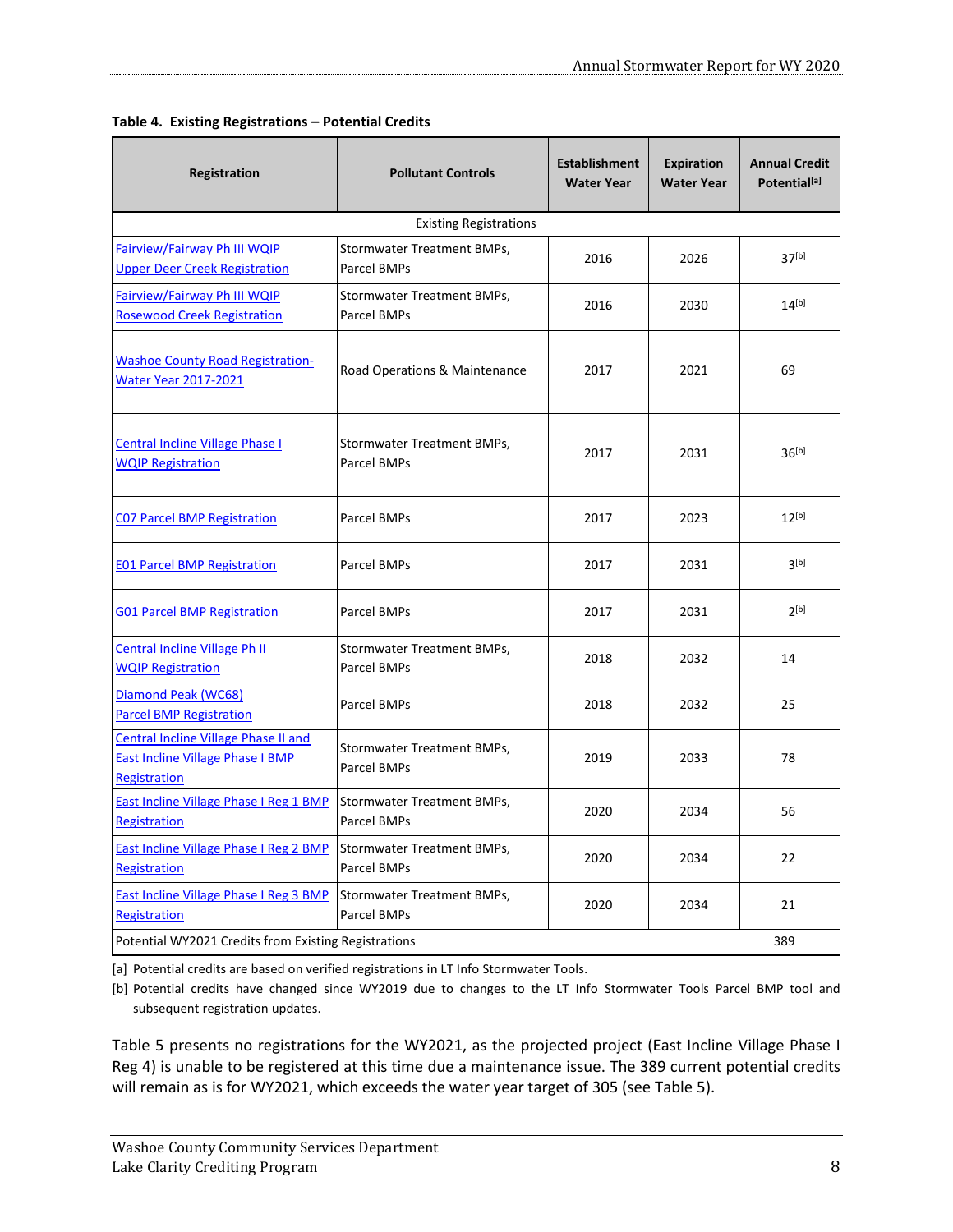**Table 4. Existing Registrations – Potential Credits**

| Registration | Pollutant Controls | Establishment Water Year | Expiration Water Year | Annual Credit Potential[a] |
|---|---|---|---|---|
| Existing Registrations | | | | |
| Fairview/Fairway Ph III WQIP Upper Deer Creek Registration | Stormwater Treatment BMPs, Parcel BMPs | 2016 | 2026 | 37[b] |
| Fairview/Fairway Ph III WQIP Rosewood Creek Registration | Stormwater Treatment BMPs, Parcel BMPs | 2016 | 2030 | 14[b] |
| Washoe County Road Registration-Water Year 2017-2021 | Road Operations & Maintenance | 2017 | 2021 | 69 |
| Central Incline Village Phase I WQIP Registration | Stormwater Treatment BMPs, Parcel BMPs | 2017 | 2031 | 36[b] |
| C07 Parcel BMP Registration | Parcel BMPs | 2017 | 2023 | 12[b] |
| E01 Parcel BMP Registration | Parcel BMPs | 2017 | 2031 | 3[b] |
| G01 Parcel BMP Registration | Parcel BMPs | 2017 | 2031 | 2[b] |
| Central Incline Village Ph II WQIP Registration | Stormwater Treatment BMPs, Parcel BMPs | 2018 | 2032 | 14 |
| Diamond Peak (WC68) Parcel BMP Registration | Parcel BMPs | 2018 | 2032 | 25 |
| Central Incline Village Phase II and East Incline Village Phase I BMP Registration | Stormwater Treatment BMPs, Parcel BMPs | 2019 | 2033 | 78 |
| East Incline Village Phase I Reg 1 BMP Registration | Stormwater Treatment BMPs, Parcel BMPs | 2020 | 2034 | 56 |
| East Incline Village Phase I Reg 2 BMP Registration | Stormwater Treatment BMPs, Parcel BMPs | 2020 | 2034 | 22 |
| East Incline Village Phase I Reg 3 BMP Registration | Stormwater Treatment BMPs, Parcel BMPs | 2020 | 2034 | 21 |
| Potential WY2021 Credits from Existing Registrations | | | | 389 |

[a] Potential credits are based on verified registrations in LT Info Stormwater Tools.

[b] Potential credits have changed since WY2019 due to changes to the LT Info Stormwater Tools Parcel BMP tool and subsequent registration updates.

Table 5 presents no registrations for the WY2021, as the projected project (East Incline Village Phase I Reg 4) is unable to be registered at this time due a maintenance issue. The 389 current potential credits will remain as is for WY2021, which exceeds the water year target of 305 (see Table 5).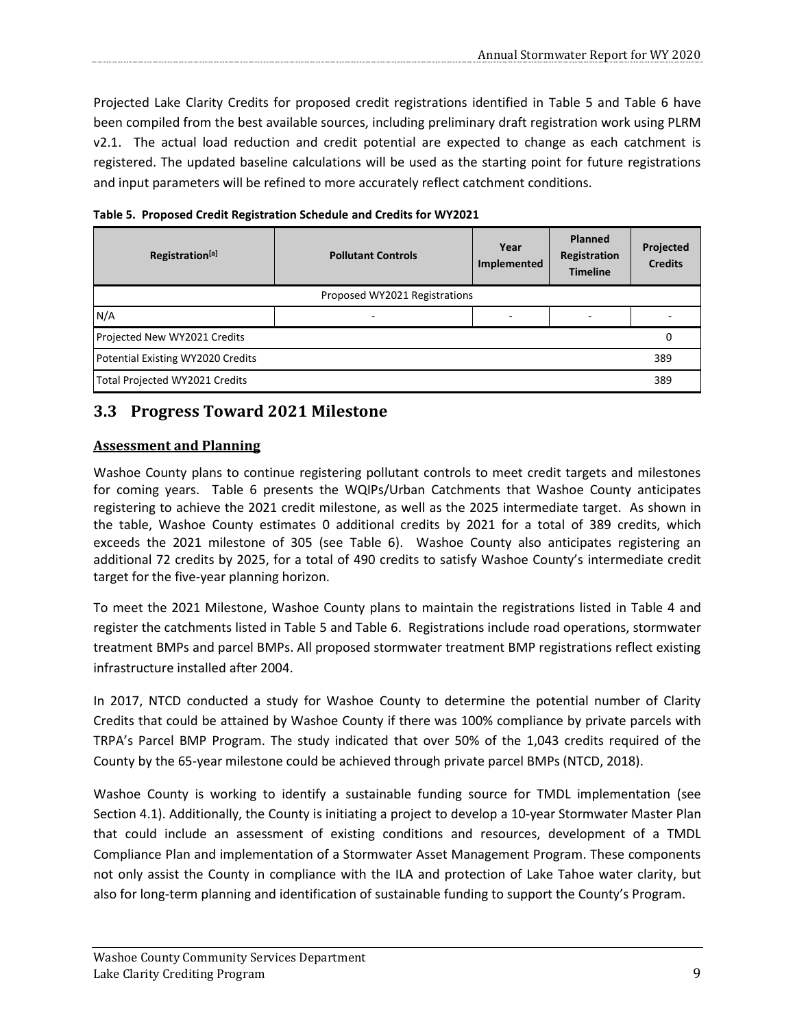Projected Lake Clarity Credits for proposed credit registrations identified in Table 5 and Table 6 have been compiled from the best available sources, including preliminary draft registration work using PLRM v2.1. The actual load reduction and credit potential are expected to change as each catchment is registered. The updated baseline calculations will be used as the starting point for future registrations and input parameters will be refined to more accurately reflect catchment conditions.

**Table 5. Proposed Credit Registration Schedule and Credits for WY2021**

| Registration[a] | Pollutant Controls | Year Implemented | Planned Registration Timeline | Projected Credits |
|---|---|---|---|---|
| Proposed WY2021 Registrations | | | | |
| N/A | - | - | - | - |
| Projected New WY2021 Credits | | | | 0 |
| Potential Existing WY2020 Credits | | | | 389 |
| Total Projected WY2021 Credits | | | | 389 |

## 3.3 Progress Toward 2021 Milestone

### Assessment and Planning

Washoe County plans to continue registering pollutant controls to meet credit targets and milestones for coming years. Table 6 presents the WQIPs/Urban Catchments that Washoe County anticipates registering to achieve the 2021 credit milestone, as well as the 2025 intermediate target. As shown in the table, Washoe County estimates 0 additional credits by 2021 for a total of 389 credits, which exceeds the 2021 milestone of 305 (see Table 6). Washoe County also anticipates registering an additional 72 credits by 2025, for a total of 490 credits to satisfy Washoe County's intermediate credit target for the five-year planning horizon.

To meet the 2021 Milestone, Washoe County plans to maintain the registrations listed in Table 4 and register the catchments listed in Table 5 and Table 6. Registrations include road operations, stormwater treatment BMPs and parcel BMPs. All proposed stormwater treatment BMP registrations reflect existing infrastructure installed after 2004.

In 2017, NTCD conducted a study for Washoe County to determine the potential number of Clarity Credits that could be attained by Washoe County if there was 100% compliance by private parcels with TRPA's Parcel BMP Program. The study indicated that over 50% of the 1,043 credits required of the County by the 65-year milestone could be achieved through private parcel BMPs (NTCD, 2018).

Washoe County is working to identify a sustainable funding source for TMDL implementation (see Section 4.1). Additionally, the County is initiating a project to develop a 10-year Stormwater Master Plan that could include an assessment of existing conditions and resources, development of a TMDL Compliance Plan and implementation of a Stormwater Asset Management Program. These components not only assist the County in compliance with the ILA and protection of Lake Tahoe water clarity, but also for long-term planning and identification of sustainable funding to support the County's Program.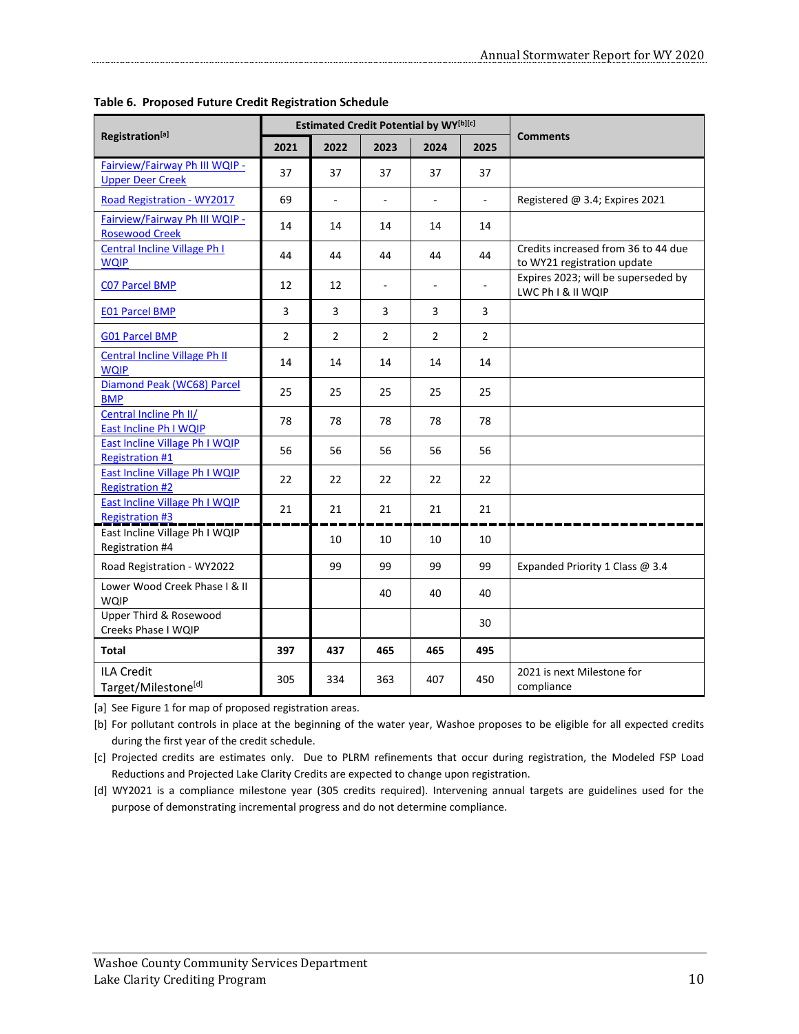**Table 6. Proposed Future Credit Registration Schedule**

| Registration[a] | Estimated Credit Potential by WY[b][c] | | | | | Comments |
|---|---|---|---|---|---|---|
| | 2021 | 2022 | 2023 | 2024 | 2025 | |
| Fairview/Fairway Ph III WQIP - Upper Deer Creek | 37 | 37 | 37 | 37 | 37 | |
| Road Registration - WY2017 | 69 | - | - | - | - | Registered @ 3.4; Expires 2021 |
| Fairview/Fairway Ph III WQIP - Rosewood Creek | 14 | 14 | 14 | 14 | 14 | |
| Central Incline Village Ph I WQIP | 44 | 44 | 44 | 44 | 44 | Credits increased from 36 to 44 due to WY21 registration update |
| C07 Parcel BMP | 12 | 12 | - | - | - | Expires 2023; will be superseded by LWC Ph I & II WQIP |
| E01 Parcel BMP | 3 | 3 | 3 | 3 | 3 | |
| G01 Parcel BMP | 2 | 2 | 2 | 2 | 2 | |
| Central Incline Village Ph II WQIP | 14 | 14 | 14 | 14 | 14 | |
| Diamond Peak (WC68) Parcel BMP | 25 | 25 | 25 | 25 | 25 | |
| Central Incline Ph II/ East Incline Ph I WQIP | 78 | 78 | 78 | 78 | 78 | |
| East Incline Village Ph I WQIP Registration #1 | 56 | 56 | 56 | 56 | 56 | |
| East Incline Village Ph I WQIP Registration #2 | 22 | 22 | 22 | 22 | 22 | |
| East Incline Village Ph I WQIP Registration #3 | 21 | 21 | 21 | 21 | 21 | |
| East Incline Village Ph I WQIP Registration #4 | | 10 | 10 | 10 | 10 | |
| Road Registration - WY2022 | | 99 | 99 | 99 | 99 | Expanded Priority 1 Class @ 3.4 |
| Lower Wood Creek Phase I & II WQIP | | | 40 | 40 | 40 | |
| Upper Third & Rosewood Creeks Phase I WQIP | | | | | 30 | |
| **Total** | **397** | **437** | **465** | **465** | **495** | |
| ILA Credit Target/Milestone[d] | 305 | 334 | 363 | 407 | 450 | 2021 is next Milestone for compliance |

[a] See Figure 1 for map of proposed registration areas.

[b] For pollutant controls in place at the beginning of the water year, Washoe proposes to be eligible for all expected credits during the first year of the credit schedule.

[c] Projected credits are estimates only. Due to PLRM refinements that occur during registration, the Modeled FSP Load Reductions and Projected Lake Clarity Credits are expected to change upon registration.

[d] WY2021 is a compliance milestone year (305 credits required). Intervening annual targets are guidelines used for the purpose of demonstrating incremental progress and do not determine compliance.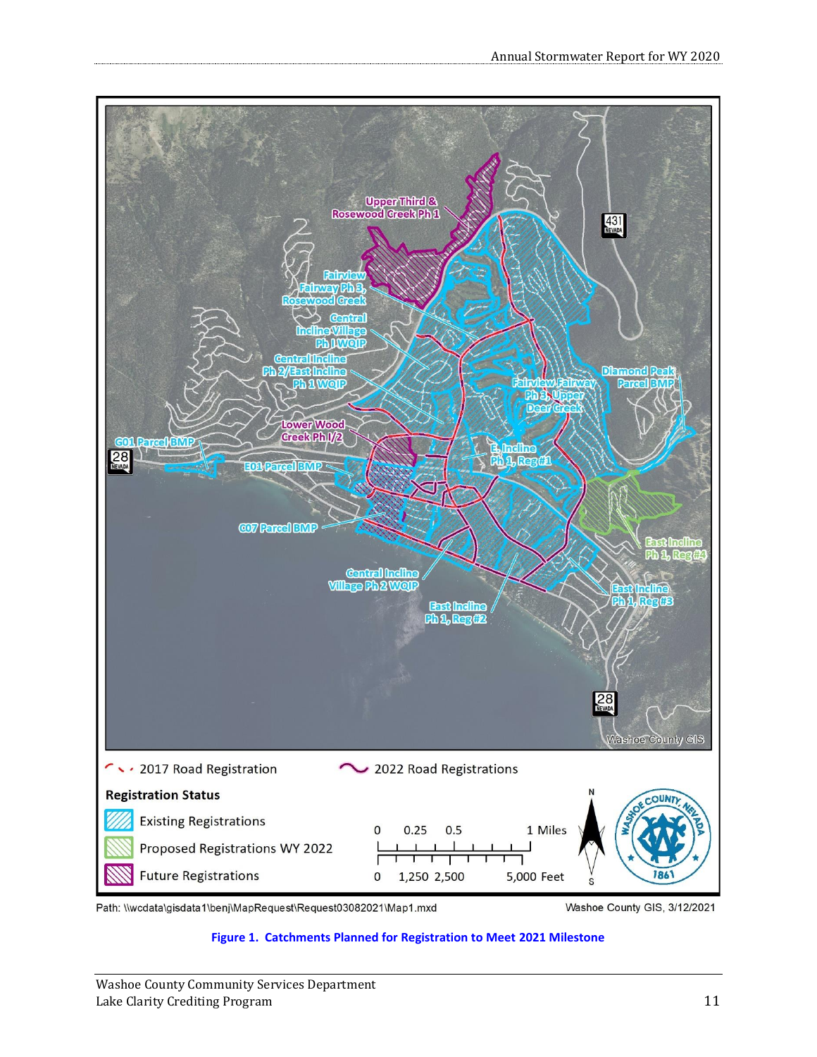Figure 1. Catchments Planned for Registration to Meet 2021 Milestone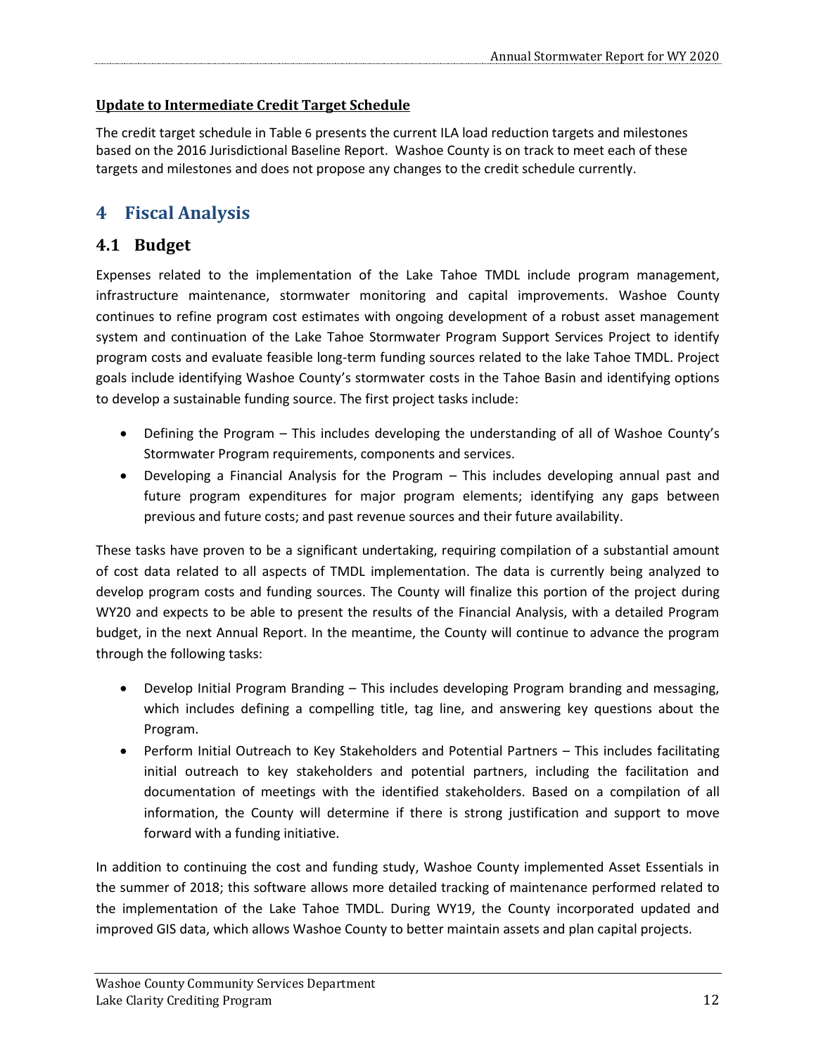**Update to Intermediate Credit Target Schedule**

The credit target schedule in Table 6 presents the current ILA load reduction targets and milestones based on the 2016 Jurisdictional Baseline Report. Washoe County is on track to meet each of these targets and milestones and does not propose any changes to the credit schedule currently.

# 4 Fiscal Analysis

## 4.1 Budget

Expenses related to the implementation of the Lake Tahoe TMDL include program management, infrastructure maintenance, stormwater monitoring and capital improvements. Washoe County continues to refine program cost estimates with ongoing development of a robust asset management system and continuation of the Lake Tahoe Stormwater Program Support Services Project to identify program costs and evaluate feasible long-term funding sources related to the lake Tahoe TMDL. Project goals include identifying Washoe County's stormwater costs in the Tahoe Basin and identifying options to develop a sustainable funding source. The first project tasks include:

- Defining the Program – This includes developing the understanding of all of Washoe County's Stormwater Program requirements, components and services.
- Developing a Financial Analysis for the Program – This includes developing annual past and future program expenditures for major program elements; identifying any gaps between previous and future costs; and past revenue sources and their future availability.

These tasks have proven to be a significant undertaking, requiring compilation of a substantial amount of cost data related to all aspects of TMDL implementation. The data is currently being analyzed to develop program costs and funding sources. The County will finalize this portion of the project during WY20 and expects to be able to present the results of the Financial Analysis, with a detailed Program budget, in the next Annual Report. In the meantime, the County will continue to advance the program through the following tasks:

- Develop Initial Program Branding – This includes developing Program branding and messaging, which includes defining a compelling title, tag line, and answering key questions about the Program.
- Perform Initial Outreach to Key Stakeholders and Potential Partners – This includes facilitating initial outreach to key stakeholders and potential partners, including the facilitation and documentation of meetings with the identified stakeholders. Based on a compilation of all information, the County will determine if there is strong justification and support to move forward with a funding initiative.

In addition to continuing the cost and funding study, Washoe County implemented Asset Essentials in the summer of 2018; this software allows more detailed tracking of maintenance performed related to the implementation of the Lake Tahoe TMDL. During WY19, the County incorporated updated and improved GIS data, which allows Washoe County to better maintain assets and plan capital projects.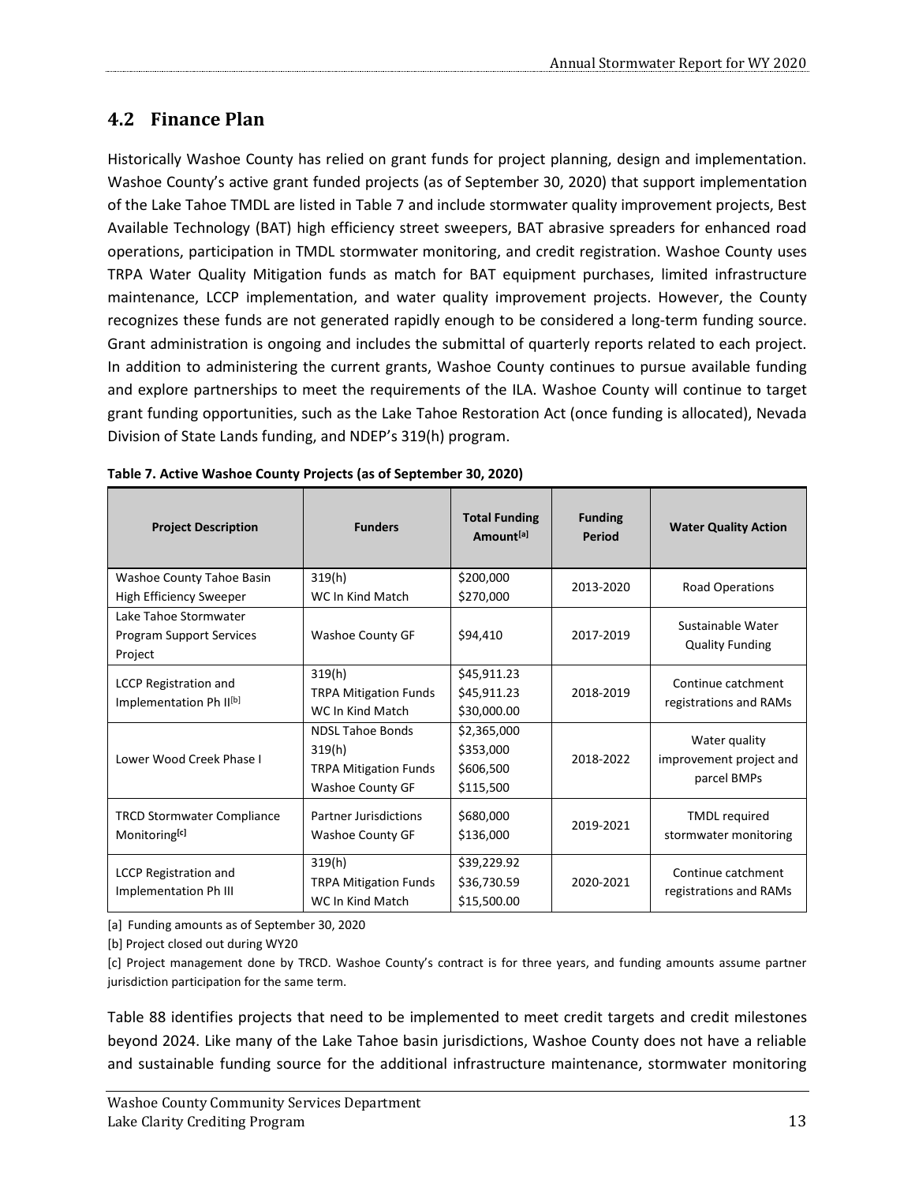## 4.2 Finance Plan

Historically Washoe County has relied on grant funds for project planning, design and implementation. Washoe County's active grant funded projects (as of September 30, 2020) that support implementation of the Lake Tahoe TMDL are listed in Table 7 and include stormwater quality improvement projects, Best Available Technology (BAT) high efficiency street sweepers, BAT abrasive spreaders for enhanced road operations, participation in TMDL stormwater monitoring, and credit registration. Washoe County uses TRPA Water Quality Mitigation funds as match for BAT equipment purchases, limited infrastructure maintenance, LCCP implementation, and water quality improvement projects. However, the County recognizes these funds are not generated rapidly enough to be considered a long-term funding source. Grant administration is ongoing and includes the submittal of quarterly reports related to each project. In addition to administering the current grants, Washoe County continues to pursue available funding and explore partnerships to meet the requirements of the ILA. Washoe County will continue to target grant funding opportunities, such as the Lake Tahoe Restoration Act (once funding is allocated), Nevada Division of State Lands funding, and NDEP's 319(h) program.

**Table 7. Active Washoe County Projects (as of September 30, 2020)**

| Project Description | Funders | Total Funding Amount[a] | Funding Period | Water Quality Action |
|---|---|---|---|---|
| Washoe County Tahoe Basin High Efficiency Sweeper | 319(h)<br>WC In Kind Match | $200,000<br>$270,000 | 2013-2020 | Road Operations |
| Lake Tahoe Stormwater Program Support Services Project | Washoe County GF | $94,410 | 2017-2019 | Sustainable Water Quality Funding |
| LCCP Registration and Implementation Ph II[b] | 319(h)<br>TRPA Mitigation Funds<br>WC In Kind Match | $45,911.23<br>$45,911.23<br>$30,000.00 | 2018-2019 | Continue catchment registrations and RAMs |
| Lower Wood Creek Phase I | NDSL Tahoe Bonds<br>319(h)<br>TRPA Mitigation Funds<br>Washoe County GF | $2,365,000<br>$353,000<br>$606,500<br>$115,500 | 2018-2022 | Water quality improvement project and parcel BMPs |
| TRCD Stormwater Compliance Monitoring[c] | Partner Jurisdictions<br>Washoe County GF | $680,000<br>$136,000 | 2019-2021 | TMDL required stormwater monitoring |
| LCCP Registration and Implementation Ph III | 319(h)<br>TRPA Mitigation Funds<br>WC In Kind Match | $39,229.92<br>$36,730.59<br>$15,500.00 | 2020-2021 | Continue catchment registrations and RAMs |

[a] Funding amounts as of September 30, 2020

[b] Project closed out during WY20

[c] Project management done by TRCD. Washoe County's contract is for three years, and funding amounts assume partner jurisdiction participation for the same term.

Table 88 identifies projects that need to be implemented to meet credit targets and credit milestones beyond 2024. Like many of the Lake Tahoe basin jurisdictions, Washoe County does not have a reliable and sustainable funding source for the additional infrastructure maintenance, stormwater monitoring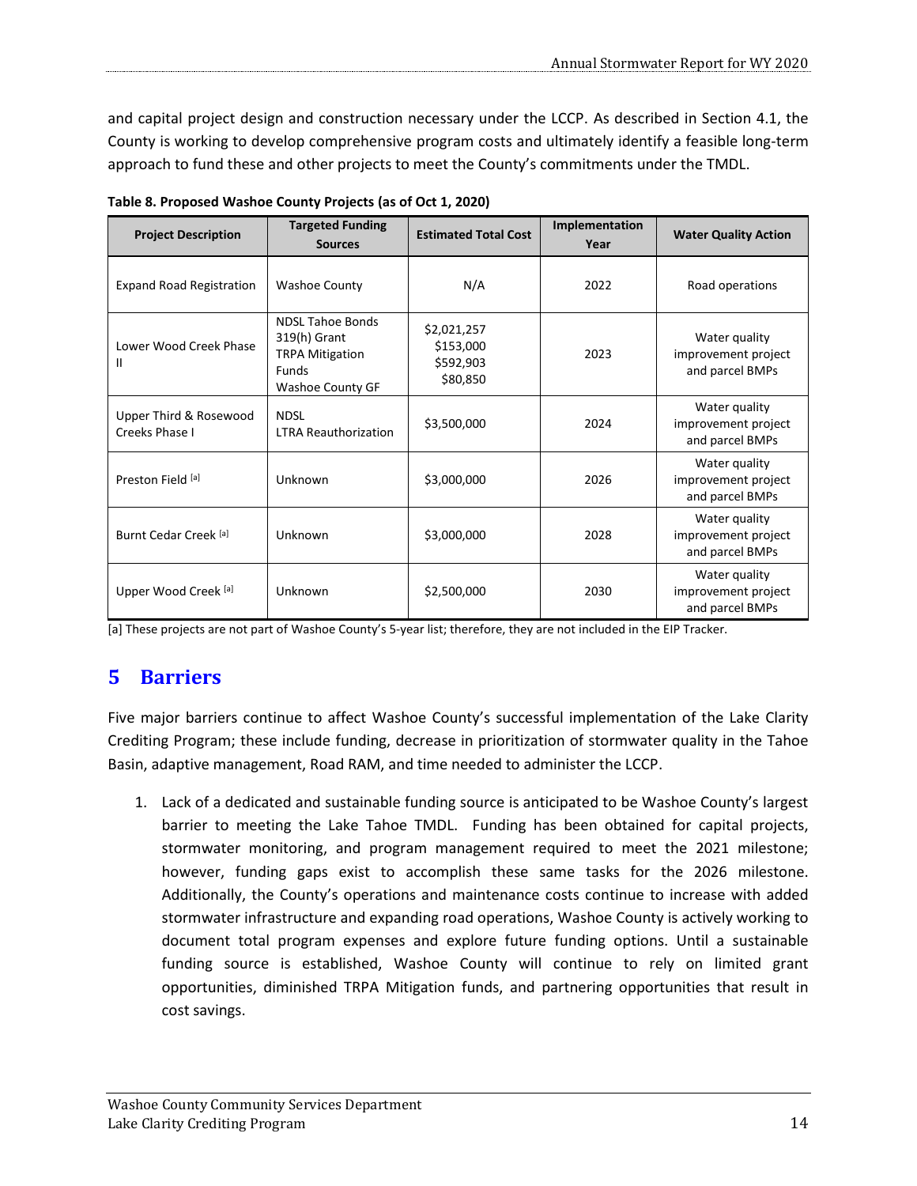and capital project design and construction necessary under the LCCP. As described in Section 4.1, the County is working to develop comprehensive program costs and ultimately identify a feasible long-term approach to fund these and other projects to meet the County's commitments under the TMDL.

**Table 8. Proposed Washoe County Projects (as of Oct 1, 2020)**

| Project Description | Targeted Funding Sources | Estimated Total Cost | Implementation Year | Water Quality Action |
|---|---|---|---|---|
| Expand Road Registration | Washoe County | N/A | 2022 | Road operations |
| Lower Wood Creek Phase II | NDSL Tahoe Bonds<br>319(h) Grant<br>TRPA Mitigation Funds<br>Washoe County GF | \$2,021,257<br>\$153,000<br>\$592,903<br>\$80,850 | 2023 | Water quality improvement project and parcel BMPs |
| Upper Third & Rosewood Creeks Phase I | NDSL<br>LTRA Reauthorization | \$3,500,000 | 2024 | Water quality improvement project and parcel BMPs |
| Preston Field [a] | Unknown | \$3,000,000 | 2026 | Water quality improvement project and parcel BMPs |
| Burnt Cedar Creek [a] | Unknown | \$3,000,000 | 2028 | Water quality improvement project and parcel BMPs |
| Upper Wood Creek [a] | Unknown | \$2,500,000 | 2030 | Water quality improvement project and parcel BMPs |

[a] These projects are not part of Washoe County's 5-year list; therefore, they are not included in the EIP Tracker.

# 5 Barriers

Five major barriers continue to affect Washoe County's successful implementation of the Lake Clarity Crediting Program; these include funding, decrease in prioritization of stormwater quality in the Tahoe Basin, adaptive management, Road RAM, and time needed to administer the LCCP.

1. Lack of a dedicated and sustainable funding source is anticipated to be Washoe County's largest barrier to meeting the Lake Tahoe TMDL. Funding has been obtained for capital projects, stormwater monitoring, and program management required to meet the 2021 milestone; however, funding gaps exist to accomplish these same tasks for the 2026 milestone. Additionally, the County's operations and maintenance costs continue to increase with added stormwater infrastructure and expanding road operations, Washoe County is actively working to document total program expenses and explore future funding options. Until a sustainable funding source is established, Washoe County will continue to rely on limited grant opportunities, diminished TRPA Mitigation funds, and partnering opportunities that result in cost savings.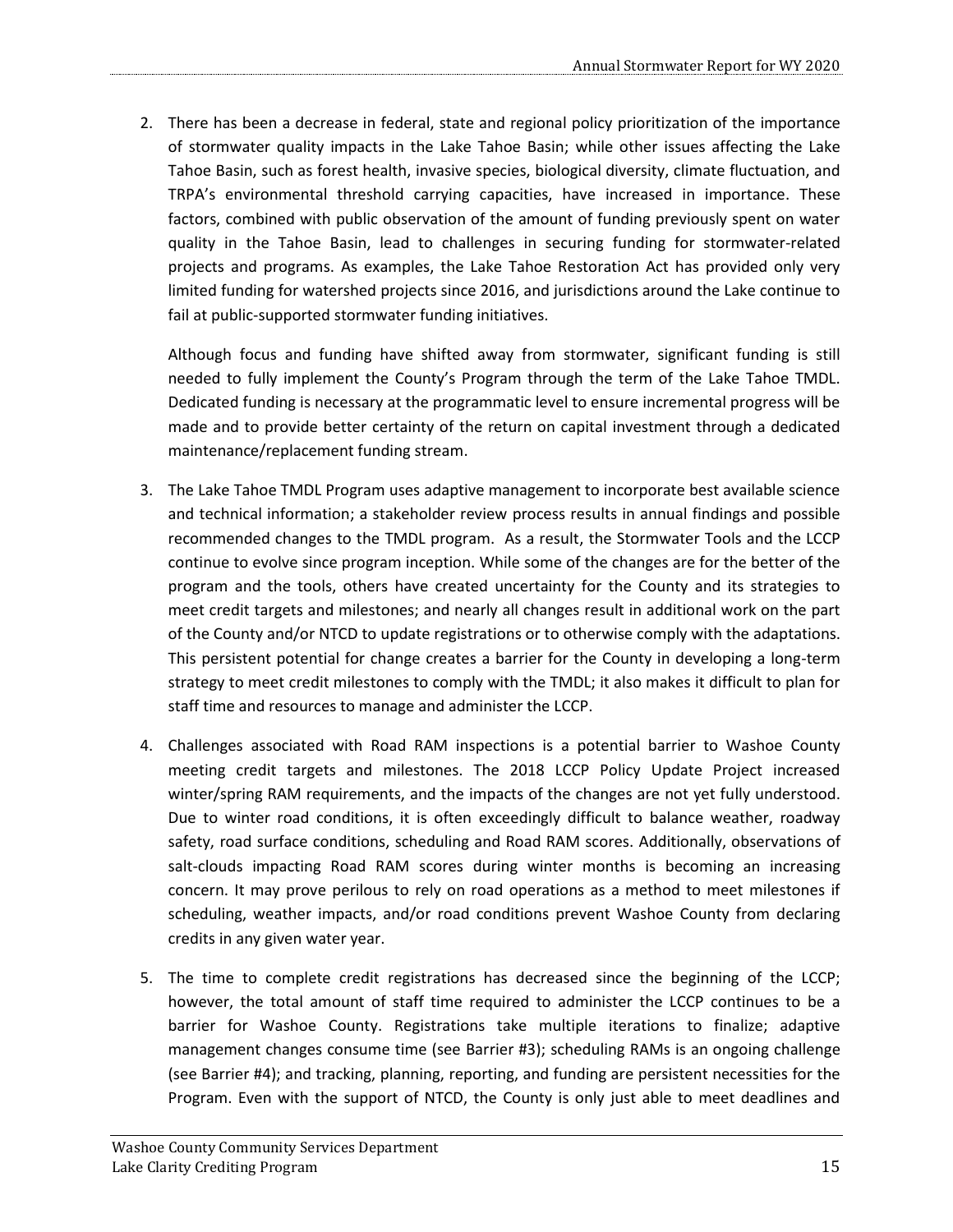2. There has been a decrease in federal, state and regional policy prioritization of the importance of stormwater quality impacts in the Lake Tahoe Basin; while other issues affecting the Lake Tahoe Basin, such as forest health, invasive species, biological diversity, climate fluctuation, and TRPA's environmental threshold carrying capacities, have increased in importance. These factors, combined with public observation of the amount of funding previously spent on water quality in the Tahoe Basin, lead to challenges in securing funding for stormwater-related projects and programs. As examples, the Lake Tahoe Restoration Act has provided only very limited funding for watershed projects since 2016, and jurisdictions around the Lake continue to fail at public-supported stormwater funding initiatives.

   Although focus and funding have shifted away from stormwater, significant funding is still needed to fully implement the County's Program through the term of the Lake Tahoe TMDL. Dedicated funding is necessary at the programmatic level to ensure incremental progress will be made and to provide better certainty of the return on capital investment through a dedicated maintenance/replacement funding stream.

3. The Lake Tahoe TMDL Program uses adaptive management to incorporate best available science and technical information; a stakeholder review process results in annual findings and possible recommended changes to the TMDL program. As a result, the Stormwater Tools and the LCCP continue to evolve since program inception. While some of the changes are for the better of the program and the tools, others have created uncertainty for the County and its strategies to meet credit targets and milestones; and nearly all changes result in additional work on the part of the County and/or NTCD to update registrations or to otherwise comply with the adaptations. This persistent potential for change creates a barrier for the County in developing a long-term strategy to meet credit milestones to comply with the TMDL; it also makes it difficult to plan for staff time and resources to manage and administer the LCCP.

4. Challenges associated with Road RAM inspections is a potential barrier to Washoe County meeting credit targets and milestones. The 2018 LCCP Policy Update Project increased winter/spring RAM requirements, and the impacts of the changes are not yet fully understood. Due to winter road conditions, it is often exceedingly difficult to balance weather, roadway safety, road surface conditions, scheduling and Road RAM scores. Additionally, observations of salt-clouds impacting Road RAM scores during winter months is becoming an increasing concern. It may prove perilous to rely on road operations as a method to meet milestones if scheduling, weather impacts, and/or road conditions prevent Washoe County from declaring credits in any given water year.

5. The time to complete credit registrations has decreased since the beginning of the LCCP; however, the total amount of staff time required to administer the LCCP continues to be a barrier for Washoe County. Registrations take multiple iterations to finalize; adaptive management changes consume time (see Barrier #3); scheduling RAMs is an ongoing challenge (see Barrier #4); and tracking, planning, reporting, and funding are persistent necessities for the Program. Even with the support of NTCD, the County is only just able to meet deadlines and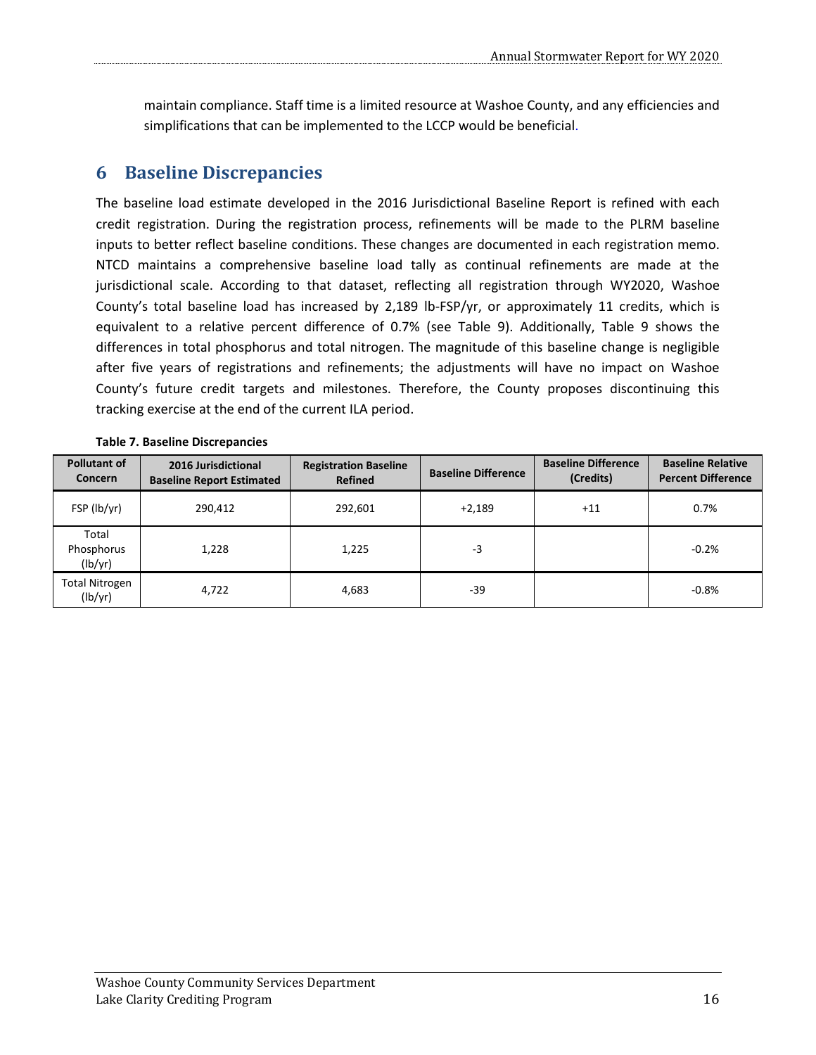maintain compliance. Staff time is a limited resource at Washoe County, and any efficiencies and simplifications that can be implemented to the LCCP would be beneficial.

# 6 Baseline Discrepancies

The baseline load estimate developed in the 2016 Jurisdictional Baseline Report is refined with each credit registration. During the registration process, refinements will be made to the PLRM baseline inputs to better reflect baseline conditions. These changes are documented in each registration memo. NTCD maintains a comprehensive baseline load tally as continual refinements are made at the jurisdictional scale. According to that dataset, reflecting all registration through WY2020, Washoe County's total baseline load has increased by 2,189 lb-FSP/yr, or approximately 11 credits, which is equivalent to a relative percent difference of 0.7% (see Table 9). Additionally, Table 9 shows the differences in total phosphorus and total nitrogen. The magnitude of this baseline change is negligible after five years of registrations and refinements; the adjustments will have no impact on Washoe County's future credit targets and milestones. Therefore, the County proposes discontinuing this tracking exercise at the end of the current ILA period.

**Table 7. Baseline Discrepancies**

| Pollutant of Concern | 2016 Jurisdictional Baseline Report Estimated | Registration Baseline Refined | Baseline Difference | Baseline Difference (Credits) | Baseline Relative Percent Difference |
|---|---|---|---|---|---|
| FSP (lb/yr) | 290,412 | 292,601 | +2,189 | +11 | 0.7% |
| Total Phosphorus (lb/yr) | 1,228 | 1,225 | -3 | | -0.2% |
| Total Nitrogen (lb/yr) | 4,722 | 4,683 | -39 | | -0.8% |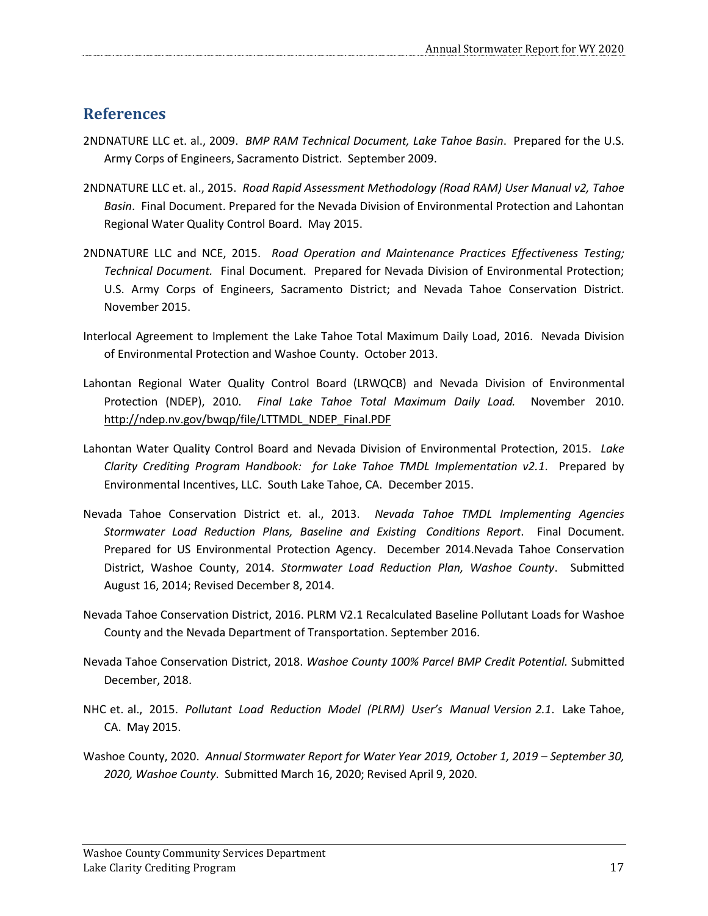## References

2NDNATURE LLC et. al., 2009. *BMP RAM Technical Document, Lake Tahoe Basin*. Prepared for the U.S. Army Corps of Engineers, Sacramento District. September 2009.

2NDNATURE LLC et. al., 2015. *Road Rapid Assessment Methodology (Road RAM) User Manual v2, Tahoe Basin*. Final Document. Prepared for the Nevada Division of Environmental Protection and Lahontan Regional Water Quality Control Board. May 2015.

2NDNATURE LLC and NCE, 2015. *Road Operation and Maintenance Practices Effectiveness Testing; Technical Document.* Final Document. Prepared for Nevada Division of Environmental Protection; U.S. Army Corps of Engineers, Sacramento District; and Nevada Tahoe Conservation District. November 2015.

Interlocal Agreement to Implement the Lake Tahoe Total Maximum Daily Load, 2016. Nevada Division of Environmental Protection and Washoe County. October 2013.

Lahontan Regional Water Quality Control Board (LRWQCB) and Nevada Division of Environmental Protection (NDEP), 2010. *Final Lake Tahoe Total Maximum Daily Load.* November 2010. http://ndep.nv.gov/bwqp/file/LTTMDL_NDEP_Final.PDF

Lahontan Water Quality Control Board and Nevada Division of Environmental Protection, 2015. *Lake Clarity Crediting Program Handbook: for Lake Tahoe TMDL Implementation v2.1*. Prepared by Environmental Incentives, LLC. South Lake Tahoe, CA. December 2015.

Nevada Tahoe Conservation District et. al., 2013. *Nevada Tahoe TMDL Implementing Agencies Stormwater Load Reduction Plans, Baseline and Existing Conditions Report*. Final Document. Prepared for US Environmental Protection Agency. December 2014.Nevada Tahoe Conservation District, Washoe County, 2014. *Stormwater Load Reduction Plan, Washoe County*. Submitted August 16, 2014; Revised December 8, 2014.

Nevada Tahoe Conservation District, 2016. PLRM V2.1 Recalculated Baseline Pollutant Loads for Washoe County and the Nevada Department of Transportation. September 2016.

Nevada Tahoe Conservation District, 2018. *Washoe County 100% Parcel BMP Credit Potential.* Submitted December, 2018.

NHC et. al., 2015. *Pollutant Load Reduction Model (PLRM) User's Manual Version 2.1*. Lake Tahoe, CA. May 2015.

Washoe County, 2020. *Annual Stormwater Report for Water Year 2019, October 1, 2019 – September 30, 2020, Washoe County*. Submitted March 16, 2020; Revised April 9, 2020.